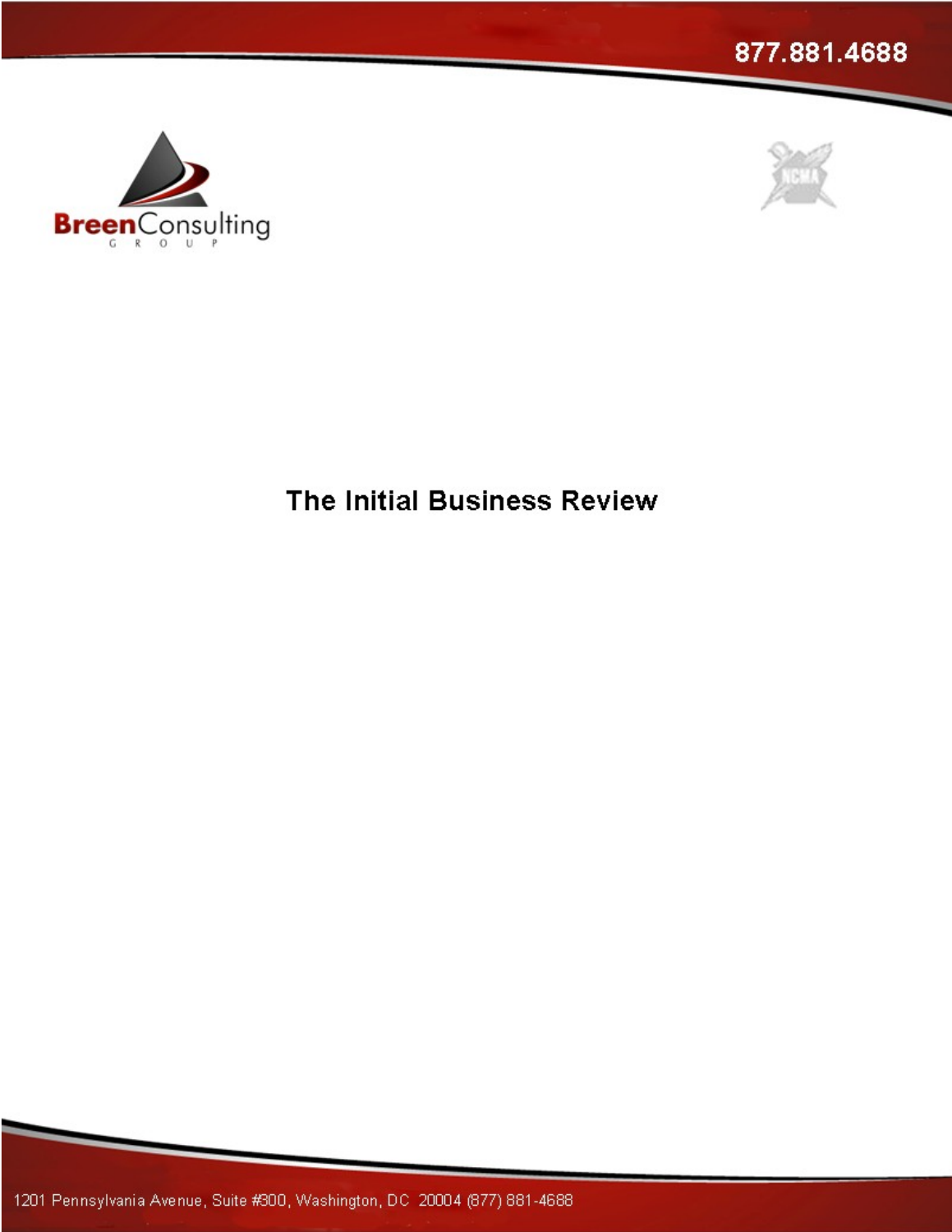877.881.4688

Breen Consulting GROUP

# The Initial Business Review

1201 Pennsylvania Avenue, Suite #300, Washington, DC 20004 (877) 881-4688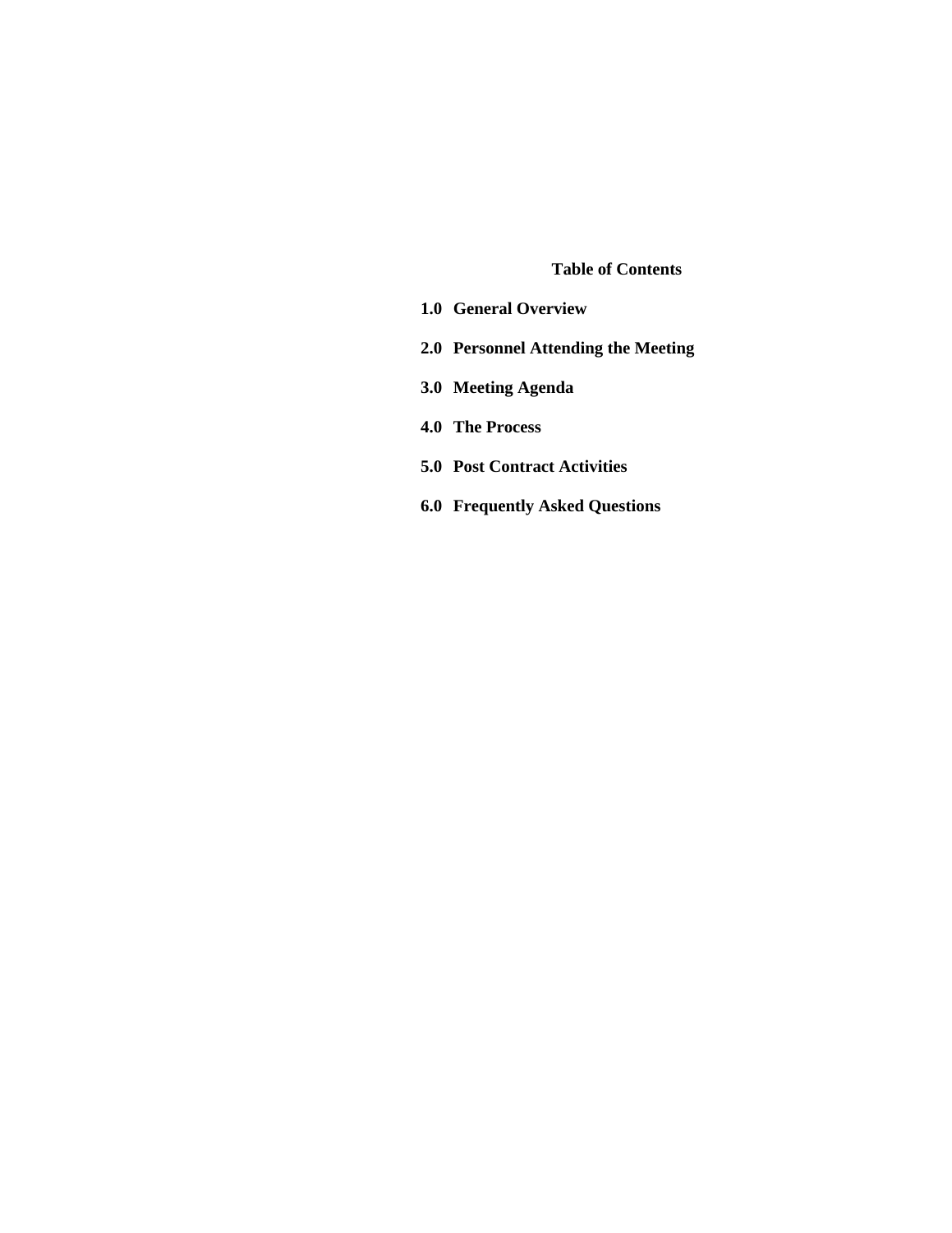## Table of Contents

**1.0 General Overview**

**2.0 Personnel Attending the Meeting**

**3.0 Meeting Agenda**

**4.0 The Process**

**5.0 Post Contract Activities**

**6.0 Frequently Asked Questions**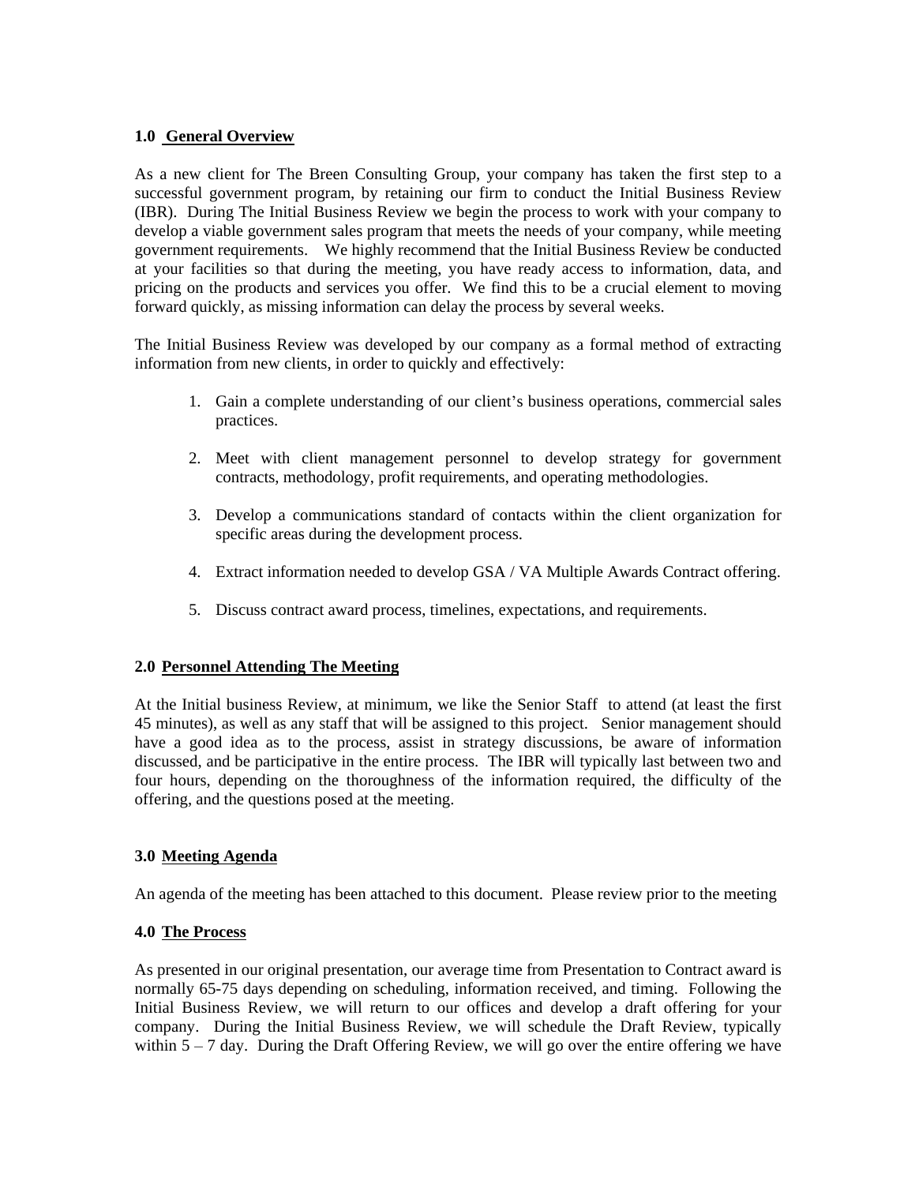## 1.0 General Overview

As a new client for The Breen Consulting Group, your company has taken the first step to a successful government program, by retaining our firm to conduct the Initial Business Review (IBR). During The Initial Business Review we begin the process to work with your company to develop a viable government sales program that meets the needs of your company, while meeting government requirements. We highly recommend that the Initial Business Review be conducted at your facilities so that during the meeting, you have ready access to information, data, and pricing on the products and services you offer. We find this to be a crucial element to moving forward quickly, as missing information can delay the process by several weeks.

The Initial Business Review was developed by our company as a formal method of extracting information from new clients, in order to quickly and effectively:

1. Gain a complete understanding of our client's business operations, commercial sales practices.
2. Meet with client management personnel to develop strategy for government contracts, methodology, profit requirements, and operating methodologies.
3. Develop a communications standard of contacts within the client organization for specific areas during the development process.
4. Extract information needed to develop GSA / VA Multiple Awards Contract offering.
5. Discuss contract award process, timelines, expectations, and requirements.

## 2.0 Personnel Attending The Meeting

At the Initial business Review, at minimum, we like the Senior Staff to attend (at least the first 45 minutes), as well as any staff that will be assigned to this project. Senior management should have a good idea as to the process, assist in strategy discussions, be aware of information discussed, and be participative in the entire process. The IBR will typically last between two and four hours, depending on the thoroughness of the information required, the difficulty of the offering, and the questions posed at the meeting.

## 3.0 Meeting Agenda

An agenda of the meeting has been attached to this document. Please review prior to the meeting

## 4.0 The Process

As presented in our original presentation, our average time from Presentation to Contract award is normally 65-75 days depending on scheduling, information received, and timing. Following the Initial Business Review, we will return to our offices and develop a draft offering for your company. During the Initial Business Review, we will schedule the Draft Review, typically within 5 – 7 day. During the Draft Offering Review, we will go over the entire offering we have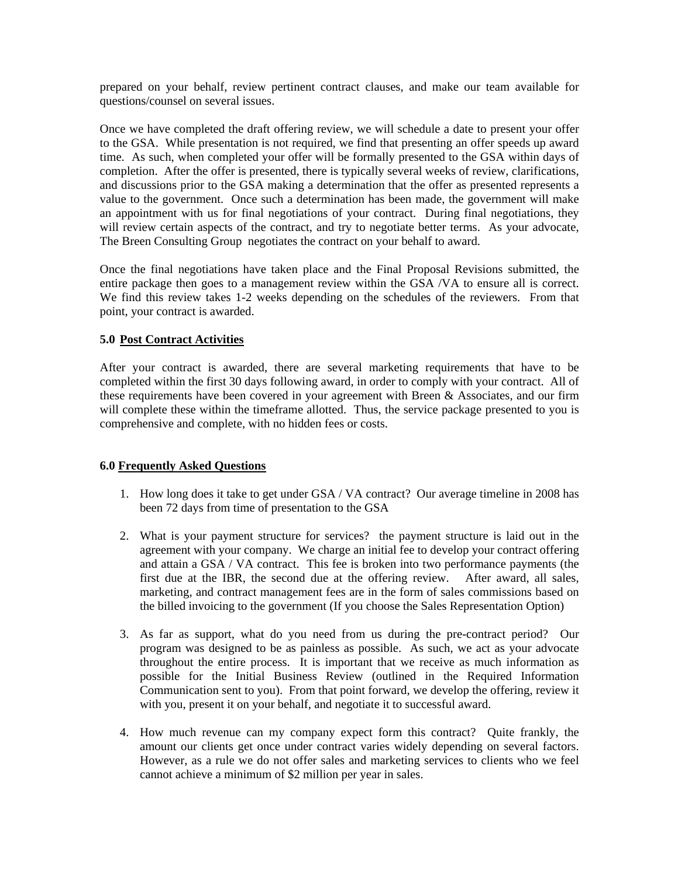prepared on your behalf, review pertinent contract clauses, and make our team available for questions/counsel on several issues.

Once we have completed the draft offering review, we will schedule a date to present your offer to the GSA. While presentation is not required, we find that presenting an offer speeds up award time. As such, when completed your offer will be formally presented to the GSA within days of completion. After the offer is presented, there is typically several weeks of review, clarifications, and discussions prior to the GSA making a determination that the offer as presented represents a value to the government. Once such a determination has been made, the government will make an appointment with us for final negotiations of your contract. During final negotiations, they will review certain aspects of the contract, and try to negotiate better terms. As your advocate, The Breen Consulting Group negotiates the contract on your behalf to award.

Once the final negotiations have taken place and the Final Proposal Revisions submitted, the entire package then goes to a management review within the GSA /VA to ensure all is correct. We find this review takes 1-2 weeks depending on the schedules of the reviewers. From that point, your contract is awarded.

## 5.0 Post Contract Activities

After your contract is awarded, there are several marketing requirements that have to be completed within the first 30 days following award, in order to comply with your contract. All of these requirements have been covered in your agreement with Breen & Associates, and our firm will complete these within the timeframe allotted. Thus, the service package presented to you is comprehensive and complete, with no hidden fees or costs.

## 6.0 Frequently Asked Questions

1. How long does it take to get under GSA / VA contract? Our average timeline in 2008 has been 72 days from time of presentation to the GSA

2. What is your payment structure for services? the payment structure is laid out in the agreement with your company. We charge an initial fee to develop your contract offering and attain a GSA / VA contract. This fee is broken into two performance payments (the first due at the IBR, the second due at the offering review. After award, all sales, marketing, and contract management fees are in the form of sales commissions based on the billed invoicing to the government (If you choose the Sales Representation Option)

3. As far as support, what do you need from us during the pre-contract period? Our program was designed to be as painless as possible. As such, we act as your advocate throughout the entire process. It is important that we receive as much information as possible for the Initial Business Review (outlined in the Required Information Communication sent to you). From that point forward, we develop the offering, review it with you, present it on your behalf, and negotiate it to successful award.

4. How much revenue can my company expect form this contract? Quite frankly, the amount our clients get once under contract varies widely depending on several factors. However, as a rule we do not offer sales and marketing services to clients who we feel cannot achieve a minimum of $2 million per year in sales.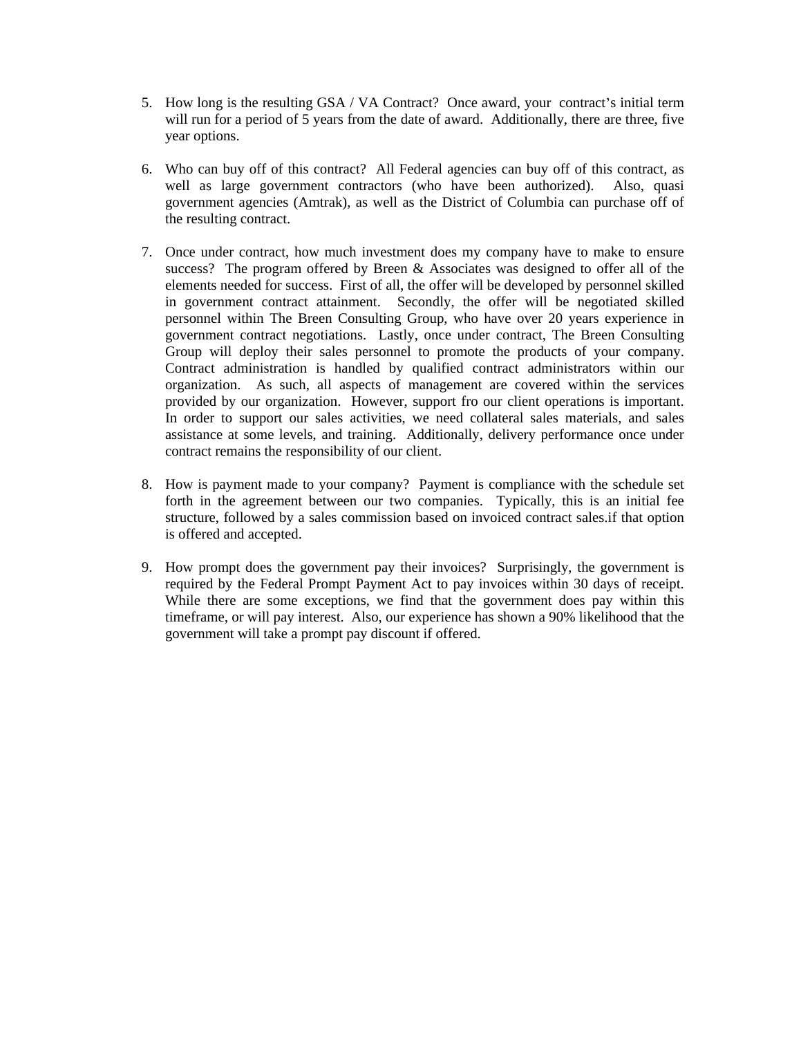5. How long is the resulting GSA / VA Contract? Once award, your contract's initial term will run for a period of 5 years from the date of award. Additionally, there are three, five year options.

6. Who can buy off of this contract? All Federal agencies can buy off of this contract, as well as large government contractors (who have been authorized). Also, quasi government agencies (Amtrak), as well as the District of Columbia can purchase off of the resulting contract.

7. Once under contract, how much investment does my company have to make to ensure success? The program offered by Breen & Associates was designed to offer all of the elements needed for success. First of all, the offer will be developed by personnel skilled in government contract attainment. Secondly, the offer will be negotiated skilled personnel within The Breen Consulting Group, who have over 20 years experience in government contract negotiations. Lastly, once under contract, The Breen Consulting Group will deploy their sales personnel to promote the products of your company. Contract administration is handled by qualified contract administrators within our organization. As such, all aspects of management are covered within the services provided by our organization. However, support fro our client operations is important. In order to support our sales activities, we need collateral sales materials, and sales assistance at some levels, and training. Additionally, delivery performance once under contract remains the responsibility of our client.

8. How is payment made to your company? Payment is compliance with the schedule set forth in the agreement between our two companies. Typically, this is an initial fee structure, followed by a sales commission based on invoiced contract sales.if that option is offered and accepted.

9. How prompt does the government pay their invoices? Surprisingly, the government is required by the Federal Prompt Payment Act to pay invoices within 30 days of receipt. While there are some exceptions, we find that the government does pay within this timeframe, or will pay interest. Also, our experience has shown a 90% likelihood that the government will take a prompt pay discount if offered.